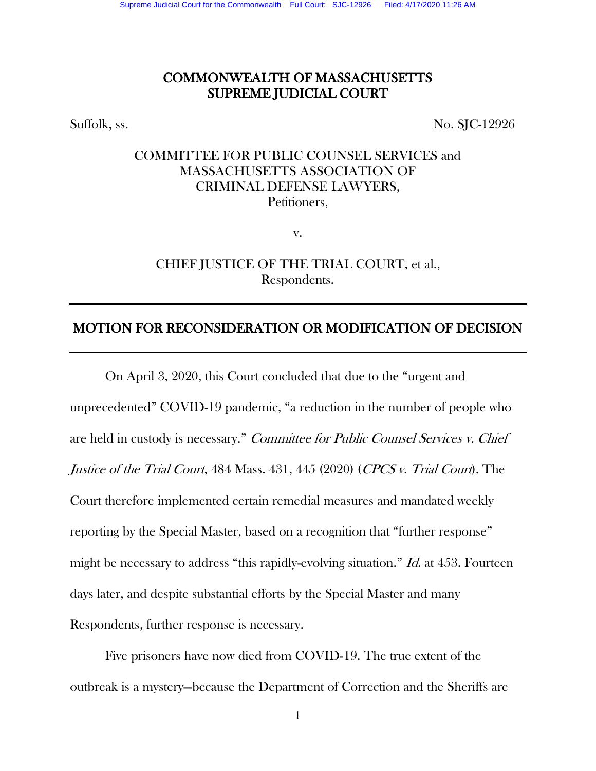COMMONWEALTH OF MASSACHUSETTS
SUPREME JUDICIAL COURT

Suffolk, ss. No. SJC-12926

COMMITTEE FOR PUBLIC COUNSEL SERVICES and
MASSACHUSETTS ASSOCIATION OF
CRIMINAL DEFENSE LAWYERS,
Petitioners,

v.

CHIEF JUSTICE OF THE TRIAL COURT, et al.,
Respondents.

---

## MOTION FOR RECONSIDERATION OR MODIFICATION OF DECISION

---

On April 3, 2020, this Court concluded that due to the "urgent and unprecedented" COVID-19 pandemic, "a reduction in the number of people who are held in custody is necessary." *Committee for Public Counsel Services v. Chief Justice of the Trial Court*, 484 Mass. 431, 445 (2020) (*CPCS v. Trial Court*). The Court therefore implemented certain remedial measures and mandated weekly reporting by the Special Master, based on a recognition that "further response" might be necessary to address "this rapidly-evolving situation." *Id.* at 453. Fourteen days later, and despite substantial efforts by the Special Master and many Respondents, further response is necessary.

Five prisoners have now died from COVID-19. The true extent of the outbreak is a mystery—because the Department of Correction and the Sheriffs are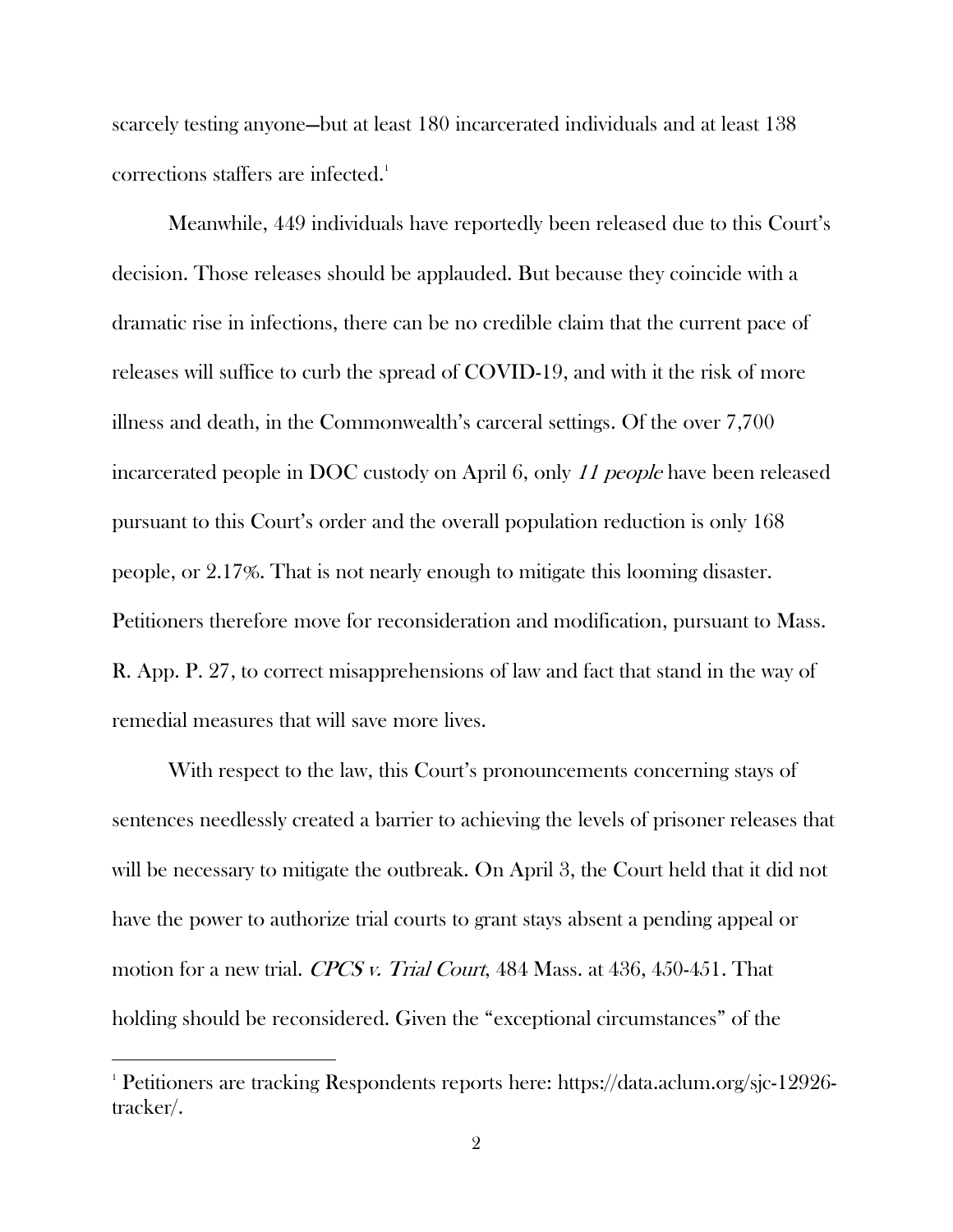scarcely testing anyone—but at least 180 incarcerated individuals and at least 138 corrections staffers are infected.[1]

Meanwhile, 449 individuals have reportedly been released due to this Court's decision. Those releases should be applauded. But because they coincide with a dramatic rise in infections, there can be no credible claim that the current pace of releases will suffice to curb the spread of COVID-19, and with it the risk of more illness and death, in the Commonwealth's carceral settings. Of the over 7,700 incarcerated people in DOC custody on April 6, only *11 people* have been released pursuant to this Court's order and the overall population reduction is only 168 people, or 2.17%. That is not nearly enough to mitigate this looming disaster. Petitioners therefore move for reconsideration and modification, pursuant to Mass. R. App. P. 27, to correct misapprehensions of law and fact that stand in the way of remedial measures that will save more lives.

With respect to the law, this Court's pronouncements concerning stays of sentences needlessly created a barrier to achieving the levels of prisoner releases that will be necessary to mitigate the outbreak. On April 3, the Court held that it did not have the power to authorize trial courts to grant stays absent a pending appeal or motion for a new trial. *CPCS v. Trial Court*, 484 Mass. at 436, 450-451. That holding should be reconsidered. Given the "exceptional circumstances" of the

---

[1] Petitioners are tracking Respondents reports here: https://data.aclum.org/sjc-12926-tracker/.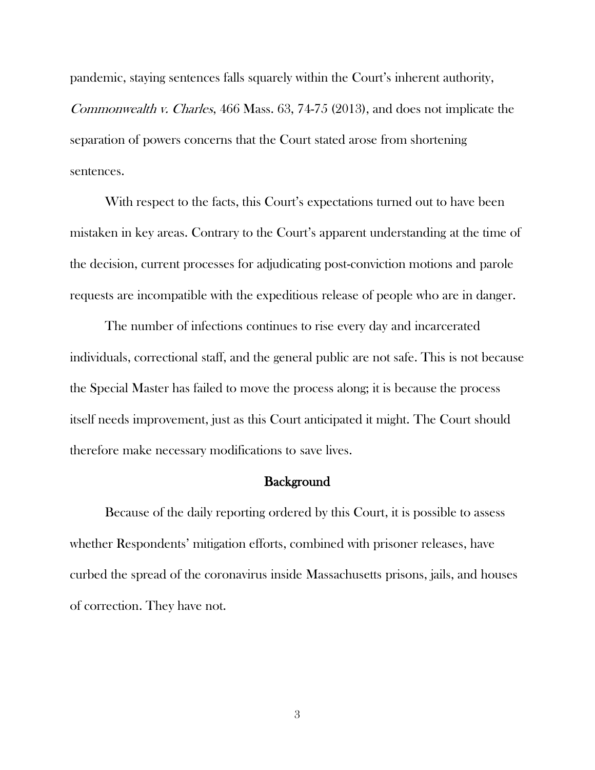pandemic, staying sentences falls squarely within the Court's inherent authority, *Commonwealth v. Charles*, 466 Mass. 63, 74-75 (2013), and does not implicate the separation of powers concerns that the Court stated arose from shortening sentences.

With respect to the facts, this Court's expectations turned out to have been mistaken in key areas. Contrary to the Court's apparent understanding at the time of the decision, current processes for adjudicating post-conviction motions and parole requests are incompatible with the expeditious release of people who are in danger.

The number of infections continues to rise every day and incarcerated individuals, correctional staff, and the general public are not safe. This is not because the Special Master has failed to move the process along; it is because the process itself needs improvement, just as this Court anticipated it might. The Court should therefore make necessary modifications to save lives.

## Background

Because of the daily reporting ordered by this Court, it is possible to assess whether Respondents' mitigation efforts, combined with prisoner releases, have curbed the spread of the coronavirus inside Massachusetts prisons, jails, and houses of correction. They have not.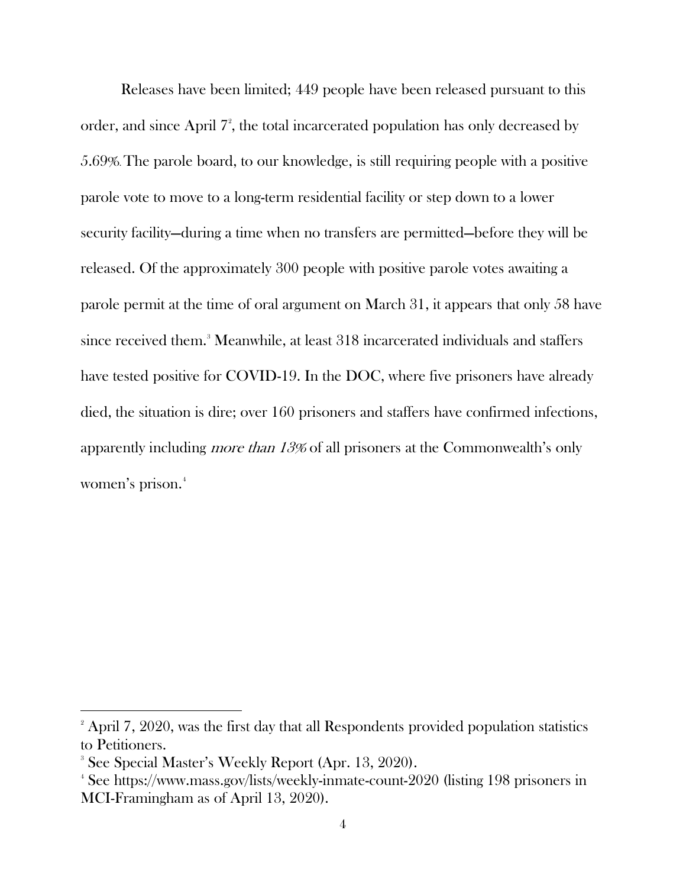Releases have been limited; 449 people have been released pursuant to this order, and since April 7[2], the total incarcerated population has only decreased by 5.69%. The parole board, to our knowledge, is still requiring people with a positive parole vote to move to a long-term residential facility or step down to a lower security facility—during a time when no transfers are permitted—before they will be released. Of the approximately 300 people with positive parole votes awaiting a parole permit at the time of oral argument on March 31, it appears that only 58 have since received them.[3] Meanwhile, at least 318 incarcerated individuals and staffers have tested positive for COVID-19. In the DOC, where five prisoners have already died, the situation is dire; over 160 prisoners and staffers have confirmed infections, apparently including *more than 13%* of all prisoners at the Commonwealth's only women's prison.[4]

---

[2] April 7, 2020, was the first day that all Respondents provided population statistics to Petitioners.

[3] See Special Master's Weekly Report (Apr. 13, 2020).

[4] See https://www.mass.gov/lists/weekly-inmate-count-2020 (listing 198 prisoners in MCI-Framingham as of April 13, 2020).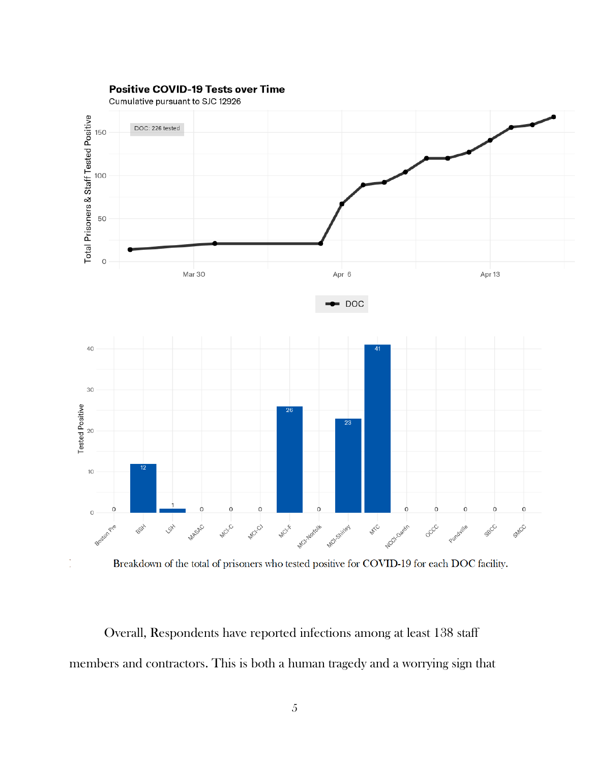**Positive COVID-19 Tests over Time**

Cumulative pursuant to SJC 12926

DOC: 226 tested

Total Prisoners & Staff Tested Positive

Mar 30 · Apr 6 · Apr 13

DOC

Tested Positive

| Facility | Tested Positive |
|---|---|
| Boston Pre | 0 |
| BSH | 12 |
| LSH | 1 |
| MASAC | 0 |
| MCI-C | 0 |
| MCI-CJ | 0 |
| MCI-F | 26 |
| MCI-Norfolk | 0 |
| MCI-Shirley | 23 |
| MTC | 41 |
| NCCI-Gardn | 0 |
| OCCC | 0 |
| Pondville | 0 |
| SBCC | 0 |
| SMCC | 0 |

Breakdown of the total of prisoners who tested positive for COVID-19 for each DOC facility.

Overall, Respondents have reported infections among at least 138 staff members and contractors. This is both a human tragedy and a worrying sign that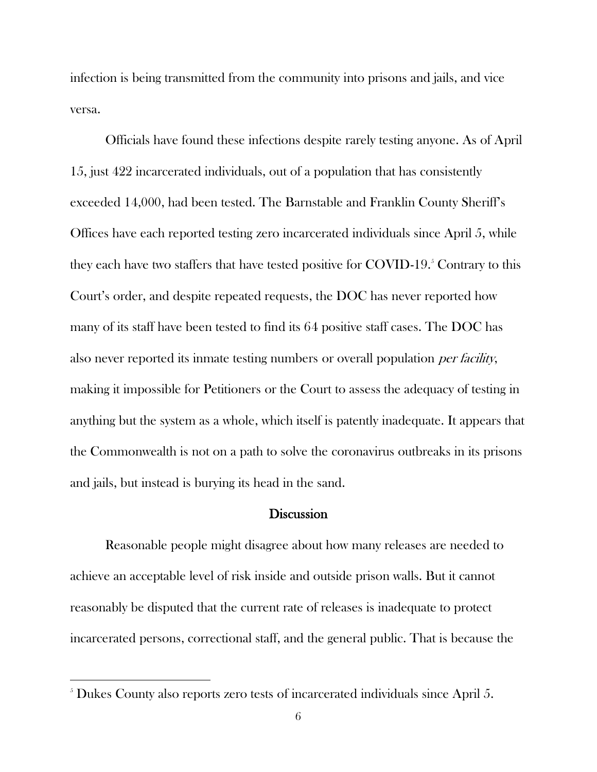infection is being transmitted from the community into prisons and jails, and vice versa.

Officials have found these infections despite rarely testing anyone. As of April 15, just 422 incarcerated individuals, out of a population that has consistently exceeded 14,000, had been tested. The Barnstable and Franklin County Sheriff's Offices have each reported testing zero incarcerated individuals since April 5, while they each have two staffers that have tested positive for COVID-19.[5] Contrary to this Court's order, and despite repeated requests, the DOC has never reported how many of its staff have been tested to find its 64 positive staff cases. The DOC has also never reported its inmate testing numbers or overall population *per facility*, making it impossible for Petitioners or the Court to assess the adequacy of testing in anything but the system as a whole, which itself is patently inadequate. It appears that the Commonwealth is not on a path to solve the coronavirus outbreaks in its prisons and jails, but instead is burying its head in the sand.

## Discussion

Reasonable people might disagree about how many releases are needed to achieve an acceptable level of risk inside and outside prison walls. But it cannot reasonably be disputed that the current rate of releases is inadequate to protect incarcerated persons, correctional staff, and the general public. That is because the

[5] Dukes County also reports zero tests of incarcerated individuals since April 5.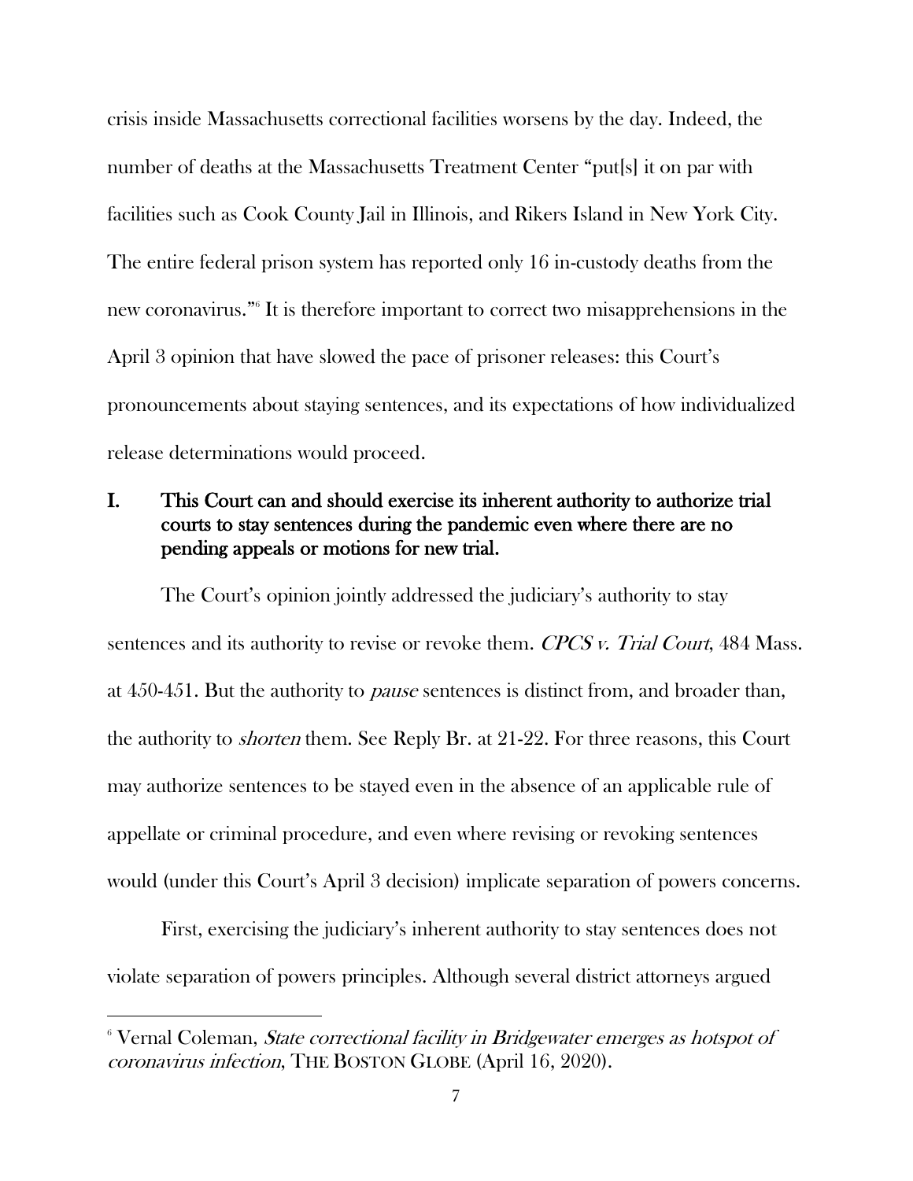crisis inside Massachusetts correctional facilities worsens by the day. Indeed, the number of deaths at the Massachusetts Treatment Center "put[s] it on par with facilities such as Cook County Jail in Illinois, and Rikers Island in New York City. The entire federal prison system has reported only 16 in-custody deaths from the new coronavirus."[6] It is therefore important to correct two misapprehensions in the April 3 opinion that have slowed the pace of prisoner releases: this Court's pronouncements about staying sentences, and its expectations of how individualized release determinations would proceed.

## I. This Court can and should exercise its inherent authority to authorize trial courts to stay sentences during the pandemic even where there are no pending appeals or motions for new trial.

The Court's opinion jointly addressed the judiciary's authority to stay sentences and its authority to revise or revoke them. *CPCS v. Trial Court*, 484 Mass. at 450-451. But the authority to *pause* sentences is distinct from, and broader than, the authority to *shorten* them. See Reply Br. at 21-22. For three reasons, this Court may authorize sentences to be stayed even in the absence of an applicable rule of appellate or criminal procedure, and even where revising or revoking sentences would (under this Court's April 3 decision) implicate separation of powers concerns.

First, exercising the judiciary's inherent authority to stay sentences does not violate separation of powers principles. Although several district attorneys argued

---

[6] Vernal Coleman, *State correctional facility in Bridgewater emerges as hotspot of coronavirus infection*, THE BOSTON GLOBE (April 16, 2020).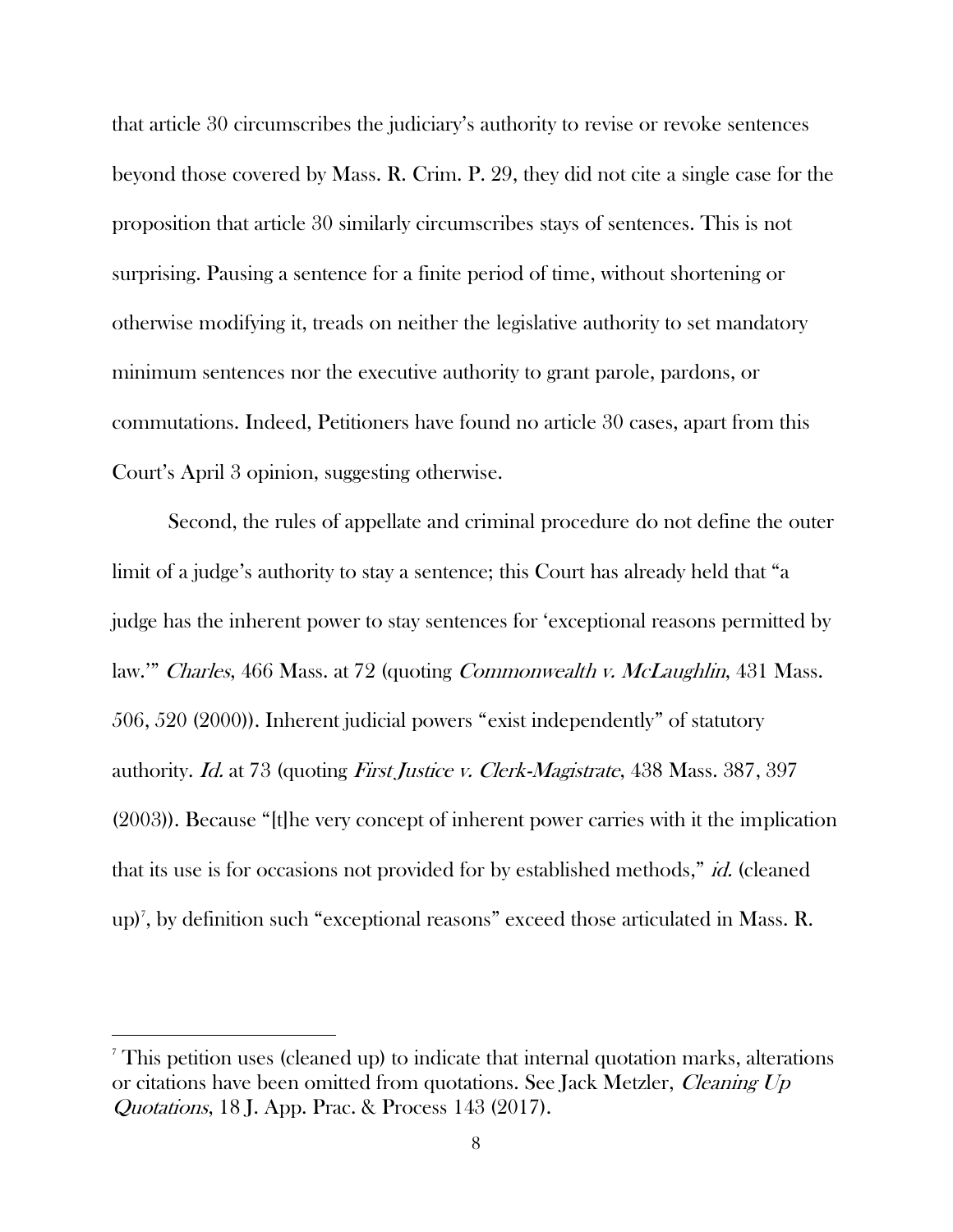that article 30 circumscribes the judiciary's authority to revise or revoke sentences beyond those covered by Mass. R. Crim. P. 29, they did not cite a single case for the proposition that article 30 similarly circumscribes stays of sentences. This is not surprising. Pausing a sentence for a finite period of time, without shortening or otherwise modifying it, treads on neither the legislative authority to set mandatory minimum sentences nor the executive authority to grant parole, pardons, or commutations. Indeed, Petitioners have found no article 30 cases, apart from this Court's April 3 opinion, suggesting otherwise.

Second, the rules of appellate and criminal procedure do not define the outer limit of a judge's authority to stay a sentence; this Court has already held that "a judge has the inherent power to stay sentences for 'exceptional reasons permitted by law.'" *Charles*, 466 Mass. at 72 (quoting *Commonwealth v. McLaughlin*, 431 Mass. 506, 520 (2000)). Inherent judicial powers "exist independently" of statutory authority. *Id.* at 73 (quoting *First Justice v. Clerk-Magistrate*, 438 Mass. 387, 397 (2003)). Because "[t]he very concept of inherent power carries with it the implication that its use is for occasions not provided for by established methods," *id.* (cleaned up)[7], by definition such "exceptional reasons" exceed those articulated in Mass. R.

[7] This petition uses (cleaned up) to indicate that internal quotation marks, alterations or citations have been omitted from quotations. See Jack Metzler, *Cleaning Up Quotations*, 18 J. App. Prac. & Process 143 (2017).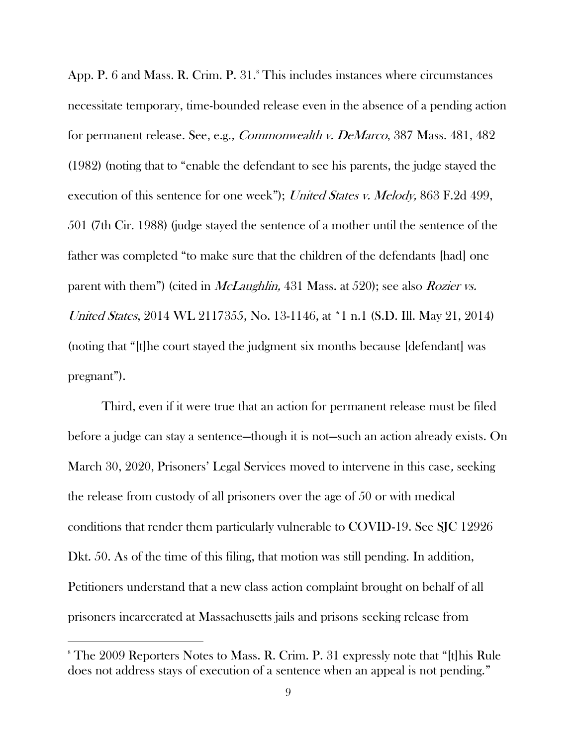App. P. 6 and Mass. R. Crim. P. 31.[8] This includes instances where circumstances necessitate temporary, time-bounded release even in the absence of a pending action for permanent release. See, e.g*., Commonwealth v. DeMarco*, 387 Mass. 481, 482 (1982) (noting that to "enable the defendant to see his parents, the judge stayed the execution of this sentence for one week"); *United States v. Melody,* 863 F.2d 499, 501 (7th Cir. 1988) (judge stayed the sentence of a mother until the sentence of the father was completed "to make sure that the children of the defendants [had] one parent with them") (cited in *McLaughlin,* 431 Mass. at 520); see also *Rozier vs. United States*, 2014 WL 2117355, No. 13-1146, at *1 n.1 (S.D. Ill. May 21, 2014) (noting that "[t]he court stayed the judgment six months because [defendant] was pregnant").

Third, even if it were true that an action for permanent release must be filed before a judge can stay a sentence—though it is not—such an action already exists. On March 30, 2020, Prisoners' Legal Services moved to intervene in this case*,* seeking the release from custody of all prisoners over the age of 50 or with medical conditions that render them particularly vulnerable to COVID-19. See SJC 12926 Dkt. 50. As of the time of this filing, that motion was still pending. In addition, Petitioners understand that a new class action complaint brought on behalf of all prisoners incarcerated at Massachusetts jails and prisons seeking release from

---

[8] The 2009 Reporters Notes to Mass. R. Crim. P. 31 expressly note that "[t]his Rule does not address stays of execution of a sentence when an appeal is not pending."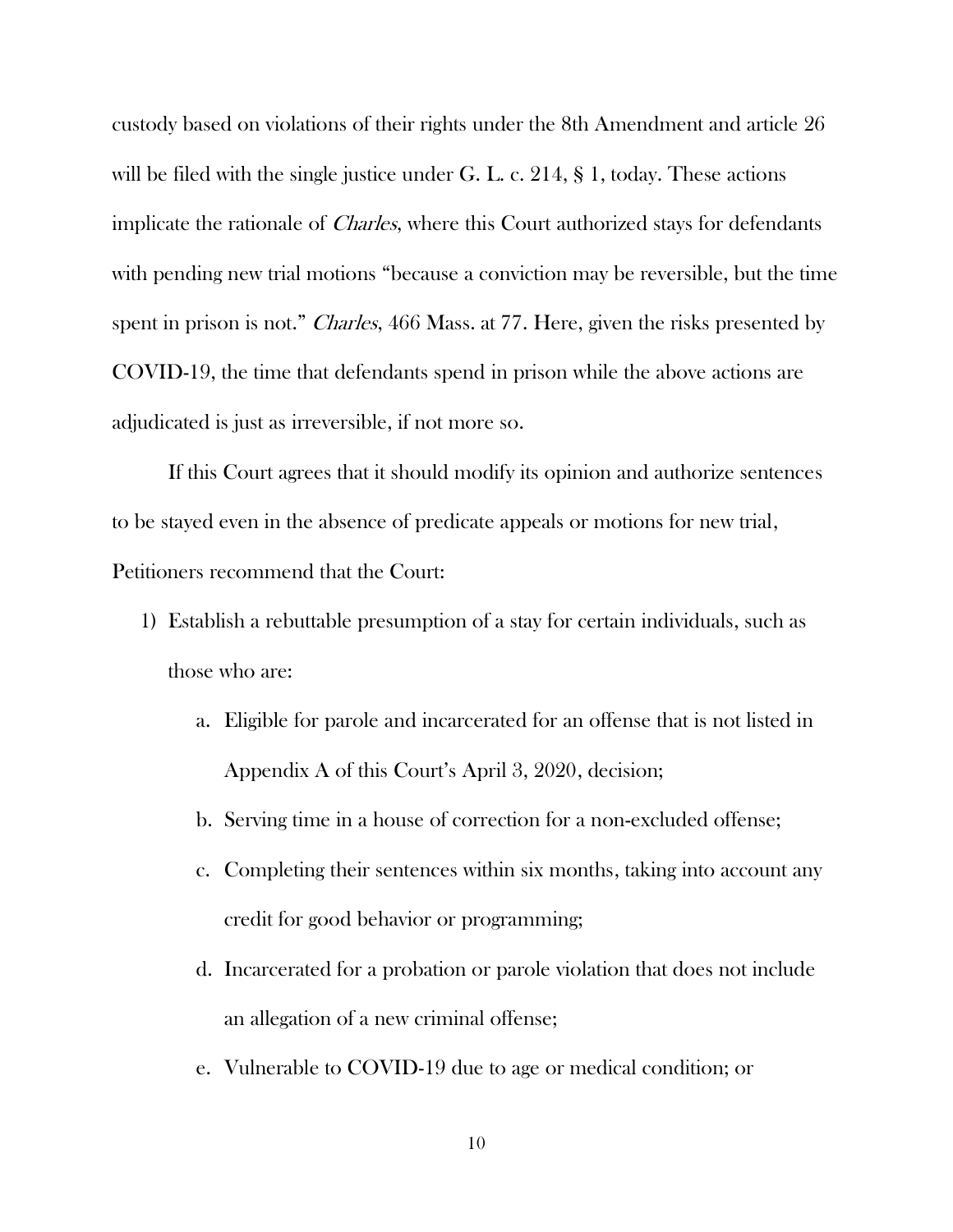custody based on violations of their rights under the 8th Amendment and article 26 will be filed with the single justice under G. L. c. 214, § 1, today. These actions implicate the rationale of *Charles*, where this Court authorized stays for defendants with pending new trial motions "because a conviction may be reversible, but the time spent in prison is not." *Charles*, 466 Mass. at 77. Here, given the risks presented by COVID-19, the time that defendants spend in prison while the above actions are adjudicated is just as irreversible, if not more so.

If this Court agrees that it should modify its opinion and authorize sentences to be stayed even in the absence of predicate appeals or motions for new trial, Petitioners recommend that the Court:

1) Establish a rebuttable presumption of a stay for certain individuals, such as those who are:
    a. Eligible for parole and incarcerated for an offense that is not listed in Appendix A of this Court's April 3, 2020, decision;
    b. Serving time in a house of correction for a non-excluded offense;
    c. Completing their sentences within six months, taking into account any credit for good behavior or programming;
    d. Incarcerated for a probation or parole violation that does not include an allegation of a new criminal offense;
    e. Vulnerable to COVID-19 due to age or medical condition; or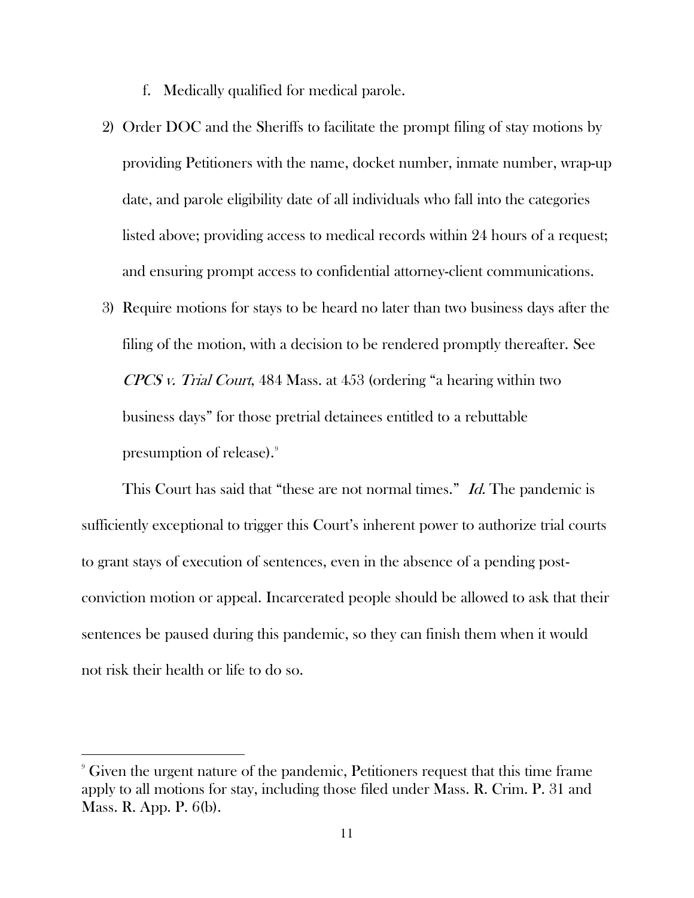f. Medically qualified for medical parole.

2) Order DOC and the Sheriffs to facilitate the prompt filing of stay motions by providing Petitioners with the name, docket number, inmate number, wrap-up date, and parole eligibility date of all individuals who fall into the categories listed above; providing access to medical records within 24 hours of a request; and ensuring prompt access to confidential attorney-client communications.

3) Require motions for stays to be heard no later than two business days after the filing of the motion, with a decision to be rendered promptly thereafter. See *CPCS v. Trial Court*, 484 Mass. at 453 (ordering "a hearing within two business days" for those pretrial detainees entitled to a rebuttable presumption of release).[9]

This Court has said that "these are not normal times." *Id.* The pandemic is sufficiently exceptional to trigger this Court's inherent power to authorize trial courts to grant stays of execution of sentences, even in the absence of a pending post-conviction motion or appeal. Incarcerated people should be allowed to ask that their sentences be paused during this pandemic, so they can finish them when it would not risk their health or life to do so.

---

[9] Given the urgent nature of the pandemic, Petitioners request that this time frame apply to all motions for stay, including those filed under Mass. R. Crim. P. 31 and Mass. R. App. P. 6(b).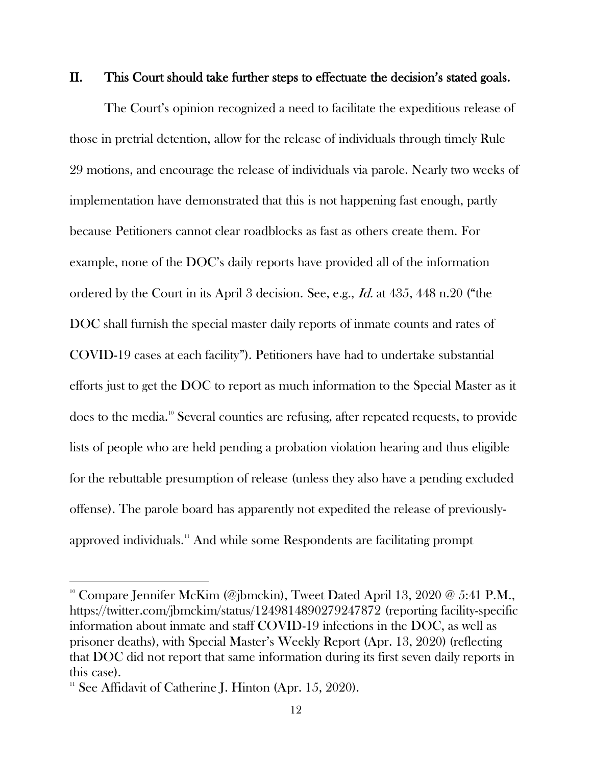## II. This Court should take further steps to effectuate the decision's stated goals.

The Court's opinion recognized a need to facilitate the expeditious release of those in pretrial detention, allow for the release of individuals through timely Rule 29 motions, and encourage the release of individuals via parole. Nearly two weeks of implementation have demonstrated that this is not happening fast enough, partly because Petitioners cannot clear roadblocks as fast as others create them. For example, none of the DOC's daily reports have provided all of the information ordered by the Court in its April 3 decision. See, e.g., *Id.* at 435, 448 n.20 ("the DOC shall furnish the special master daily reports of inmate counts and rates of COVID-19 cases at each facility"). Petitioners have had to undertake substantial efforts just to get the DOC to report as much information to the Special Master as it does to the media.[10] Several counties are refusing, after repeated requests, to provide lists of people who are held pending a probation violation hearing and thus eligible for the rebuttable presumption of release (unless they also have a pending excluded offense). The parole board has apparently not expedited the release of previously-approved individuals.[11] And while some Respondents are facilitating prompt

---

[10] Compare Jennifer McKim (@jbmckin), Tweet Dated April 13, 2020 @ 5:41 P.M., https://twitter.com/jbmckim/status/1249814890279247872 (reporting facility-specific information about inmate and staff COVID-19 infections in the DOC, as well as prisoner deaths), with Special Master's Weekly Report (Apr. 13, 2020) (reflecting that DOC did not report that same information during its first seven daily reports in this case).

[11] See Affidavit of Catherine J. Hinton (Apr. 15, 2020).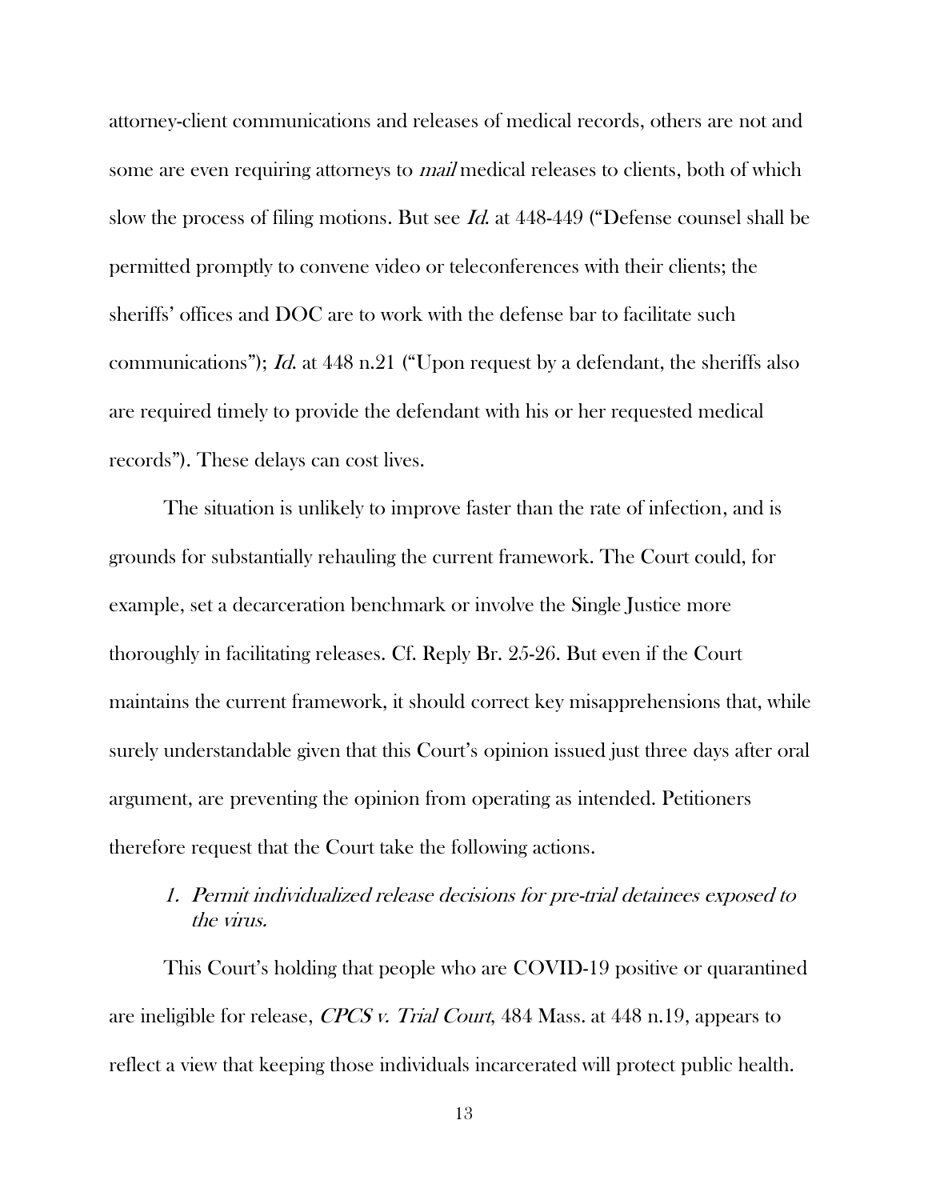attorney-client communications and releases of medical records, others are not and some are even requiring attorneys to *mail* medical releases to clients, both of which slow the process of filing motions. But see *Id.* at 448-449 ("Defense counsel shall be permitted promptly to convene video or teleconferences with their clients; the sheriffs' offices and DOC are to work with the defense bar to facilitate such communications"); *Id.* at 448 n.21 ("Upon request by a defendant, the sheriffs also are required timely to provide the defendant with his or her requested medical records"). These delays can cost lives.

The situation is unlikely to improve faster than the rate of infection, and is grounds for substantially rehauling the current framework. The Court could, for example, set a decarceration benchmark or involve the Single Justice more thoroughly in facilitating releases. Cf. Reply Br. 25-26. But even if the Court maintains the current framework, it should correct key misapprehensions that, while surely understandable given that this Court's opinion issued just three days after oral argument, are preventing the opinion from operating as intended. Petitioners therefore request that the Court take the following actions.

1. *Permit individualized release decisions for pre-trial detainees exposed to the virus.*

This Court's holding that people who are COVID-19 positive or quarantined are ineligible for release, *CPCS v. Trial Court*, 484 Mass. at 448 n.19, appears to reflect a view that keeping those individuals incarcerated will protect public health.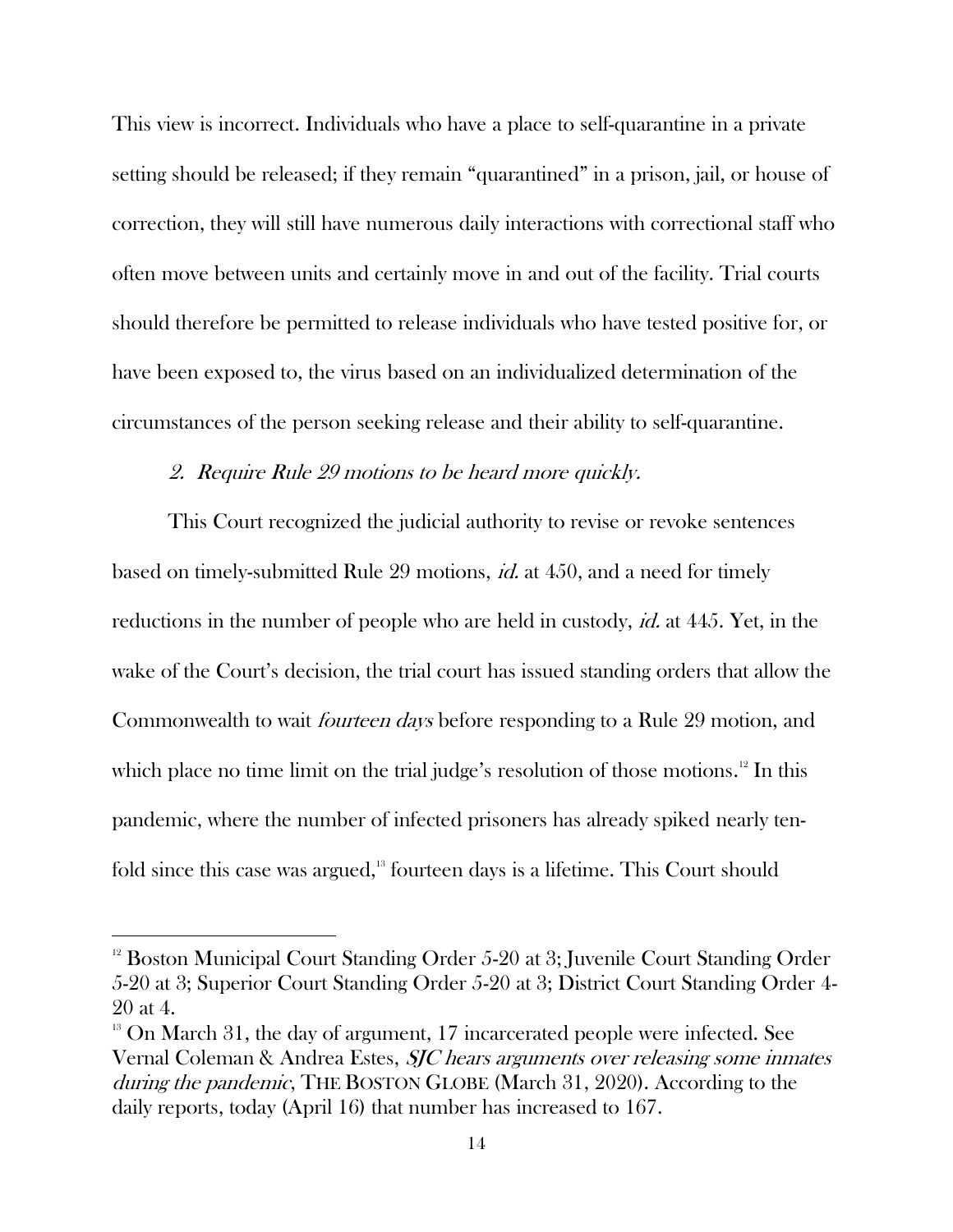This view is incorrect. Individuals who have a place to self-quarantine in a private setting should be released; if they remain "quarantined" in a prison, jail, or house of correction, they will still have numerous daily interactions with correctional staff who often move between units and certainly move in and out of the facility. Trial courts should therefore be permitted to release individuals who have tested positive for, or have been exposed to, the virus based on an individualized determination of the circumstances of the person seeking release and their ability to self-quarantine.

*2. Require Rule 29 motions to be heard more quickly.*

This Court recognized the judicial authority to revise or revoke sentences based on timely-submitted Rule 29 motions, *id.* at 450, and a need for timely reductions in the number of people who are held in custody, *id.* at 445. Yet, in the wake of the Court's decision, the trial court has issued standing orders that allow the Commonwealth to wait *fourteen days* before responding to a Rule 29 motion, and which place no time limit on the trial judge's resolution of those motions.[12] In this pandemic, where the number of infected prisoners has already spiked nearly ten-fold since this case was argued,[13] fourteen days is a lifetime. This Court should

---

[12] Boston Municipal Court Standing Order 5-20 at 3; Juvenile Court Standing Order 5-20 at 3; Superior Court Standing Order 5-20 at 3; District Court Standing Order 4-20 at 4.

[13] On March 31, the day of argument, 17 incarcerated people were infected. See Vernal Coleman & Andrea Estes, *SJC hears arguments over releasing some inmates during the pandemic*, THE BOSTON GLOBE (March 31, 2020). According to the daily reports, today (April 16) that number has increased to 167.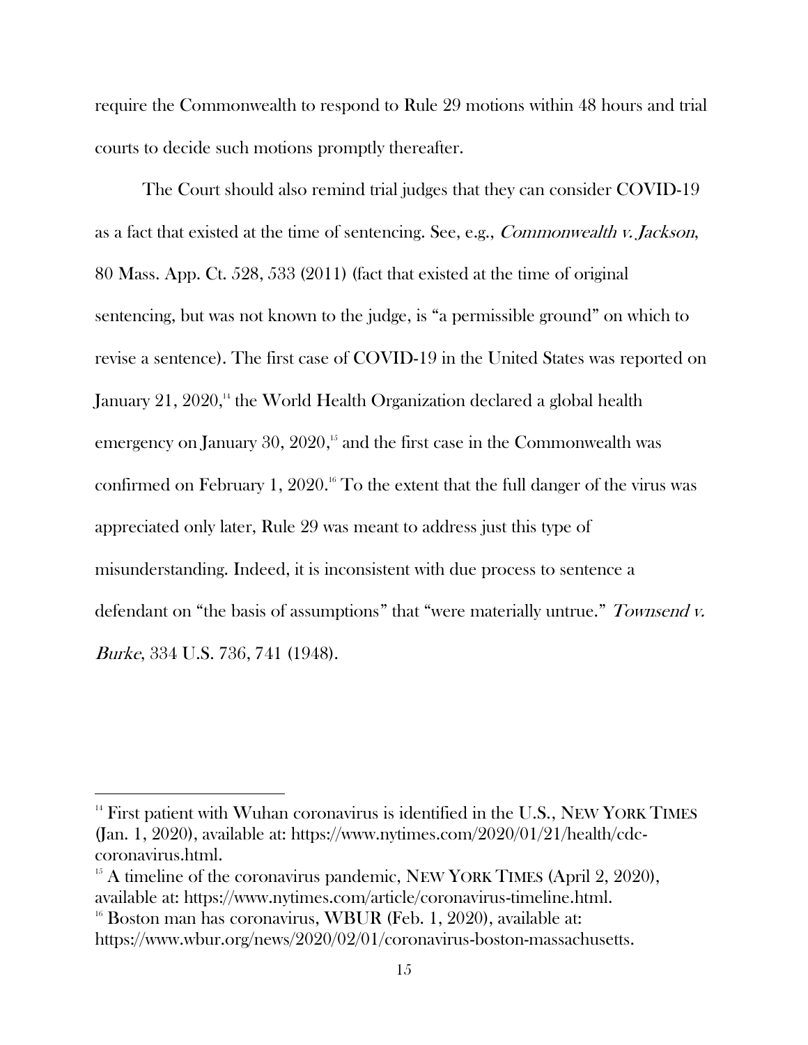require the Commonwealth to respond to Rule 29 motions within 48 hours and trial courts to decide such motions promptly thereafter.

The Court should also remind trial judges that they can consider COVID-19 as a fact that existed at the time of sentencing. See, e.g., *Commonwealth v. Jackson*, 80 Mass. App. Ct. 528, 533 (2011) (fact that existed at the time of original sentencing, but was not known to the judge, is "a permissible ground" on which to revise a sentence). The first case of COVID-19 in the United States was reported on January 21, 2020,[14] the World Health Organization declared a global health emergency on January 30, 2020,[15] and the first case in the Commonwealth was confirmed on February 1, 2020.[16] To the extent that the full danger of the virus was appreciated only later, Rule 29 was meant to address just this type of misunderstanding. Indeed, it is inconsistent with due process to sentence a defendant on "the basis of assumptions" that "were materially untrue." *Townsend v. Burke*, 334 U.S. 736, 741 (1948).

---

[14] First patient with Wuhan coronavirus is identified in the U.S., NEW YORK TIMES (Jan. 1, 2020), available at: https://www.nytimes.com/2020/01/21/health/cdc-coronavirus.html.

[15] A timeline of the coronavirus pandemic, NEW YORK TIMES (April 2, 2020), available at: https://www.nytimes.com/article/coronavirus-timeline.html.

[16] Boston man has coronavirus, WBUR (Feb. 1, 2020), available at: https://www.wbur.org/news/2020/02/01/coronavirus-boston-massachusetts.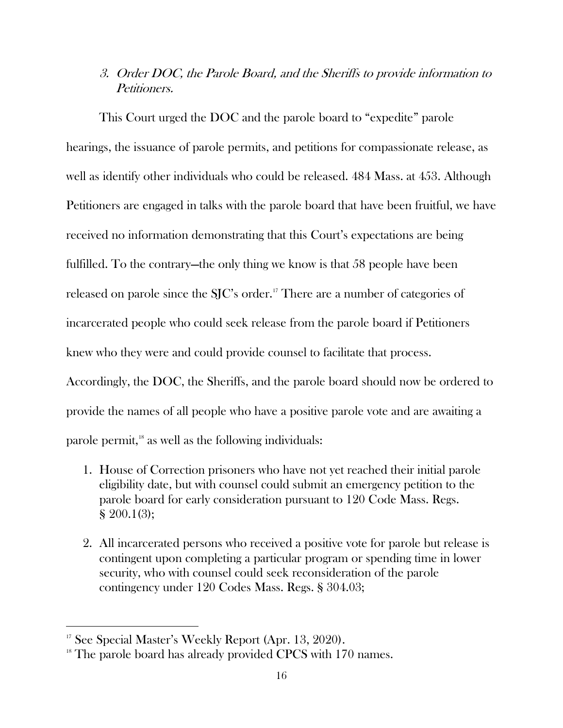### *3. Order DOC, the Parole Board, and the Sheriffs to provide information to Petitioners.*

This Court urged the DOC and the parole board to "expedite" parole hearings, the issuance of parole permits, and petitions for compassionate release, as well as identify other individuals who could be released. 484 Mass. at 453. Although Petitioners are engaged in talks with the parole board that have been fruitful, we have received no information demonstrating that this Court's expectations are being fulfilled. To the contrary—the only thing we know is that 58 people have been released on parole since the SJC's order.[17] There are a number of categories of incarcerated people who could seek release from the parole board if Petitioners knew who they were and could provide counsel to facilitate that process. Accordingly, the DOC, the Sheriffs, and the parole board should now be ordered to provide the names of all people who have a positive parole vote and are awaiting a parole permit,[18] as well as the following individuals:

1. House of Correction prisoners who have not yet reached their initial parole eligibility date, but with counsel could submit an emergency petition to the parole board for early consideration pursuant to 120 Code Mass. Regs. § 200.1(3);
2. All incarcerated persons who received a positive vote for parole but release is contingent upon completing a particular program or spending time in lower security, who with counsel could seek reconsideration of the parole contingency under 120 Codes Mass. Regs. § 304.03;

[17] See Special Master's Weekly Report (Apr. 13, 2020).

[18] The parole board has already provided CPCS with 170 names.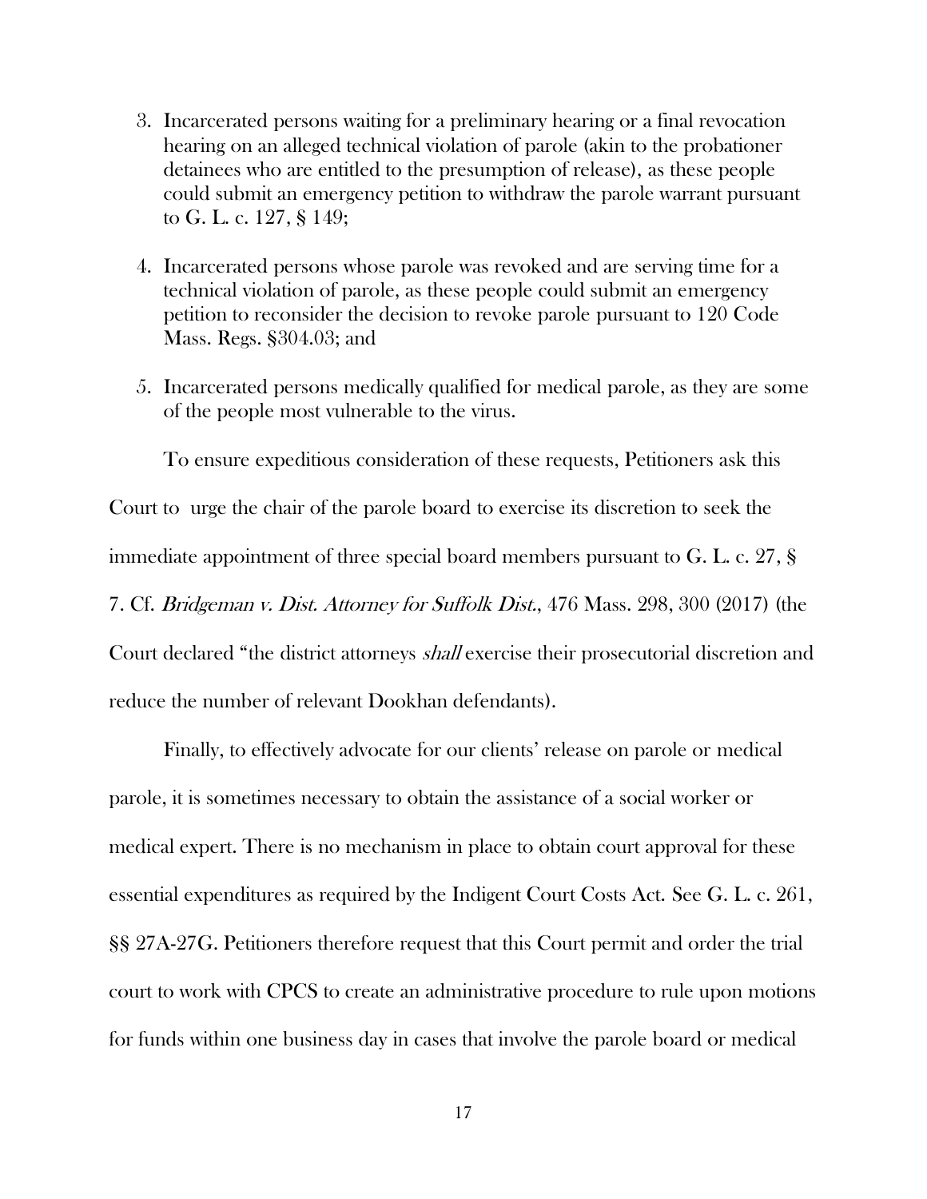3. Incarcerated persons waiting for a preliminary hearing or a final revocation hearing on an alleged technical violation of parole (akin to the probationer detainees who are entitled to the presumption of release), as these people could submit an emergency petition to withdraw the parole warrant pursuant to G. L. c. 127, § 149;

4. Incarcerated persons whose parole was revoked and are serving time for a technical violation of parole, as these people could submit an emergency petition to reconsider the decision to revoke parole pursuant to 120 Code Mass. Regs. §304.03; and

5. Incarcerated persons medically qualified for medical parole, as they are some of the people most vulnerable to the virus.

To ensure expeditious consideration of these requests, Petitioners ask this Court to urge the chair of the parole board to exercise its discretion to seek the immediate appointment of three special board members pursuant to G. L. c. 27, § 7. Cf. *Bridgeman v. Dist. Attorney for Suffolk Dist.*, 476 Mass. 298, 300 (2017) (the Court declared "the district attorneys *shall* exercise their prosecutorial discretion and reduce the number of relevant Dookhan defendants).

Finally, to effectively advocate for our clients' release on parole or medical parole, it is sometimes necessary to obtain the assistance of a social worker or medical expert. There is no mechanism in place to obtain court approval for these essential expenditures as required by the Indigent Court Costs Act. See G. L. c. 261, §§ 27A-27G. Petitioners therefore request that this Court permit and order the trial court to work with CPCS to create an administrative procedure to rule upon motions for funds within one business day in cases that involve the parole board or medical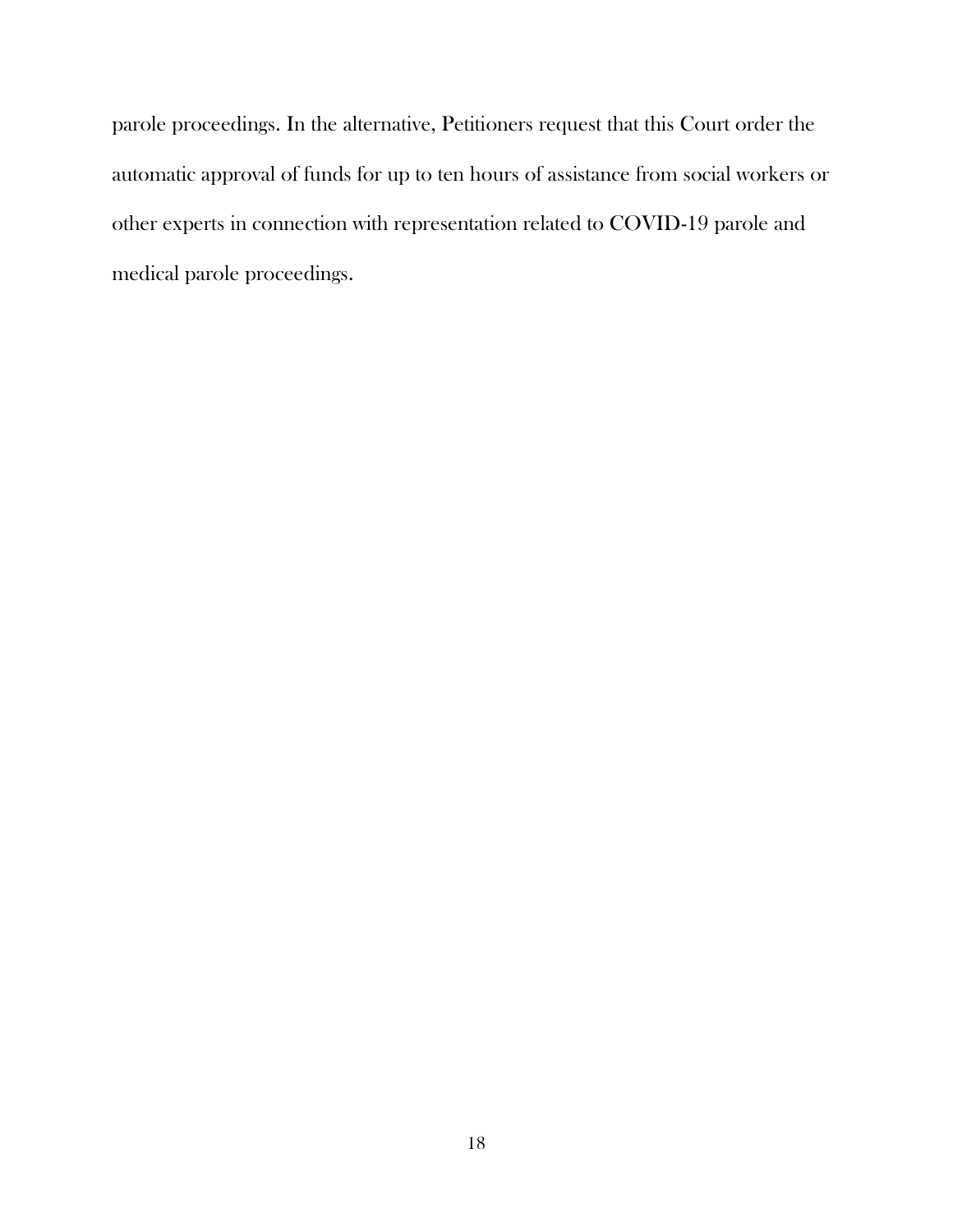parole proceedings. In the alternative, Petitioners request that this Court order the automatic approval of funds for up to ten hours of assistance from social workers or other experts in connection with representation related to COVID-19 parole and medical parole proceedings.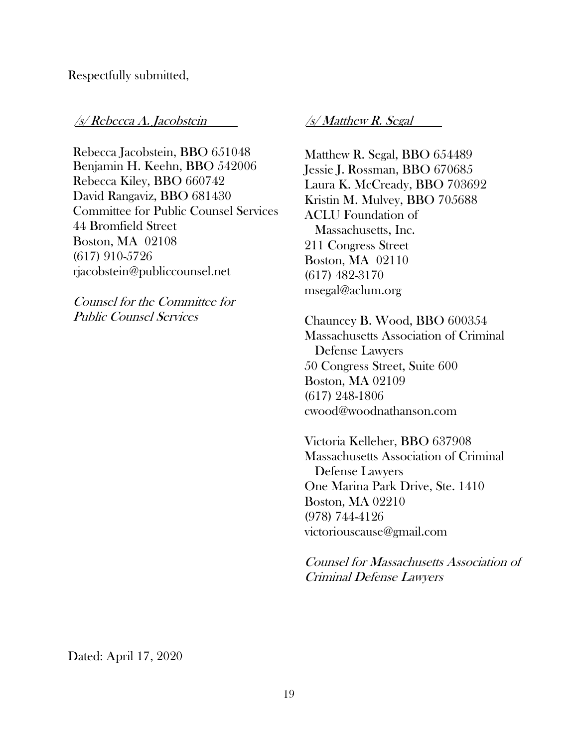Respectfully submitted,

*/s/ Rebecca A. Jacobstein*

Rebecca Jacobstein, BBO 651048
Benjamin H. Keehn, BBO 542006
Rebecca Kiley, BBO 660742
David Rangaviz, BBO 681430
Committee for Public Counsel Services
44 Bromfield Street
Boston, MA 02108
(617) 910-5726
rjacobstein@publiccounsel.net

*Counsel for the Committee for Public Counsel Services*

*/s/ Matthew R. Segal*

Matthew R. Segal, BBO 654489
Jessie J. Rossman, BBO 670685
Laura K. McCready, BBO 703692
Kristin M. Mulvey, BBO 705688
ACLU Foundation of Massachusetts, Inc.
211 Congress Street
Boston, MA 02110
(617) 482-3170
msegal@aclum.org

Chauncey B. Wood, BBO 600354
Massachusetts Association of Criminal Defense Lawyers
50 Congress Street, Suite 600
Boston, MA 02109
(617) 248-1806
cwood@woodnathanson.com

Victoria Kelleher, BBO 637908
Massachusetts Association of Criminal Defense Lawyers
One Marina Park Drive, Ste. 1410
Boston, MA 02210
(978) 744-4126
victoriouscause@gmail.com

*Counsel for Massachusetts Association of Criminal Defense Lawyers*

Dated: April 17, 2020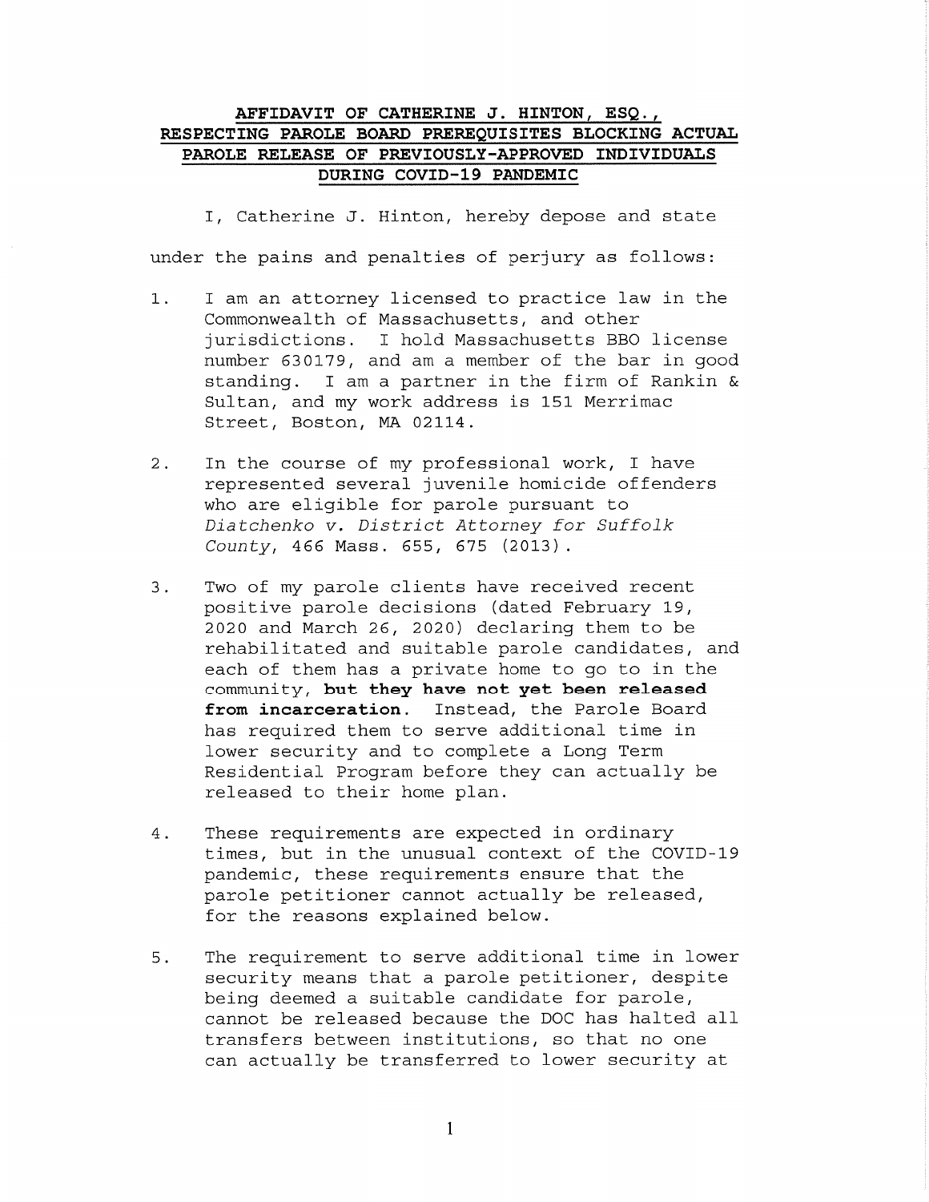**AFFIDAVIT OF CATHERINE J. HINTON, ESQ., RESPECTING PAROLE BOARD PREREQUISITES BLOCKING ACTUAL PAROLE RELEASE OF PREVIOUSLY-APPROVED INDIVIDUALS DURING COVID-19 PANDEMIC**

I, Catherine J. Hinton, hereby depose and state under the pains and penalties of perjury as follows:

1. I am an attorney licensed to practice law in the Commonwealth of Massachusetts, and other jurisdictions. I hold Massachusetts BBO license number 630179, and am a member of the bar in good standing. I am a partner in the firm of Rankin & Sultan, and my work address is 151 Merrimac Street, Boston, MA 02114.

2. In the course of my professional work, I have represented several juvenile homicide offenders who are eligible for parole pursuant to *Diatchenko v. District Attorney for Suffolk County*, 466 Mass. 655, 675 (2013).

3. Two of my parole clients have received recent positive parole decisions (dated February 19, 2020 and March 26, 2020) declaring them to be rehabilitated and suitable parole candidates, and each of them has a private home to go to in the community, **but they have not yet been released from incarceration.** Instead, the Parole Board has required them to serve additional time in lower security and to complete a Long Term Residential Program before they can actually be released to their home plan.

4. These requirements are expected in ordinary times, but in the unusual context of the COVID-19 pandemic, these requirements ensure that the parole petitioner cannot actually be released, for the reasons explained below.

5. The requirement to serve additional time in lower security means that a parole petitioner, despite being deemed a suitable candidate for parole, cannot be released because the DOC has halted all transfers between institutions, so that no one can actually be transferred to lower security at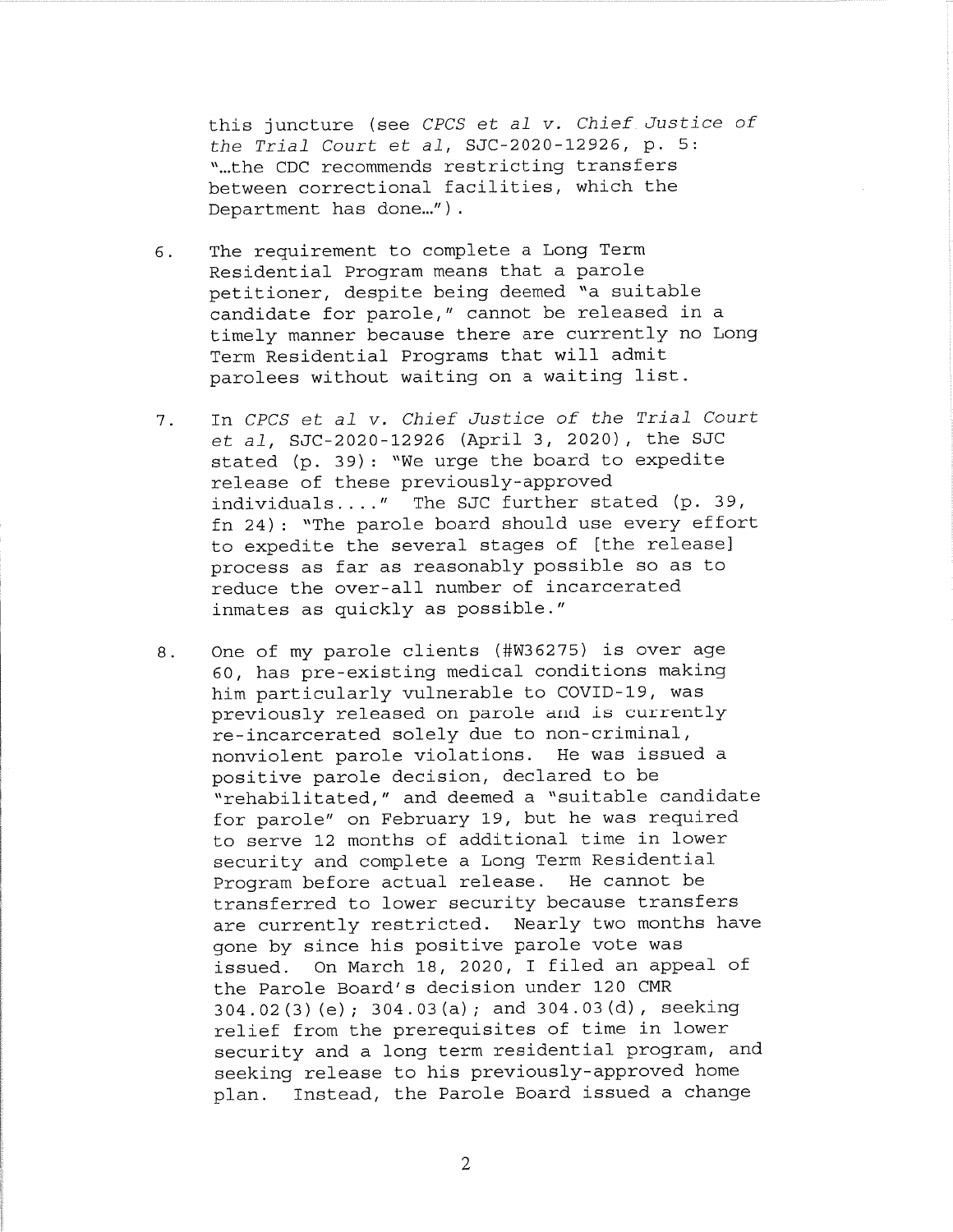this juncture (see *CPCS et al v. Chief Justice of the Trial Court et al*, SJC-2020-12926, p. 5: "…the CDC recommends restricting transfers between correctional facilities, which the Department has done…").

6. The requirement to complete a Long Term Residential Program means that a parole petitioner, despite being deemed "a suitable candidate for parole," cannot be released in a timely manner because there are currently no Long Term Residential Programs that will admit parolees without waiting on a waiting list.

7. In *CPCS et al v. Chief Justice of the Trial Court et al*, SJC-2020-12926 (April 3, 2020), the SJC stated (p. 39): "We urge the board to expedite release of these previously-approved individuals…." The SJC further stated (p. 39, fn 24): "The parole board should use every effort to expedite the several stages of [the release] process as far as reasonably possible so as to reduce the over-all number of incarcerated inmates as quickly as possible."

8. One of my parole clients (#W36275) is over age 60, has pre-existing medical conditions making him particularly vulnerable to COVID-19, was previously released on parole and is currently re-incarcerated solely due to non-criminal, nonviolent parole violations. He was issued a positive parole decision, declared to be "rehabilitated," and deemed a "suitable candidate for parole" on February 19, but he was required to serve 12 months of additional time in lower security and complete a Long Term Residential Program before actual release. He cannot be transferred to lower security because transfers are currently restricted. Nearly two months have gone by since his positive parole vote was issued. On March 18, 2020, I filed an appeal of the Parole Board's decision under 120 CMR 304.02(3)(e); 304.03(a); and 304.03(d), seeking relief from the prerequisites of time in lower security and a long term residential program, and seeking release to his previously-approved home plan. Instead, the Parole Board issued a change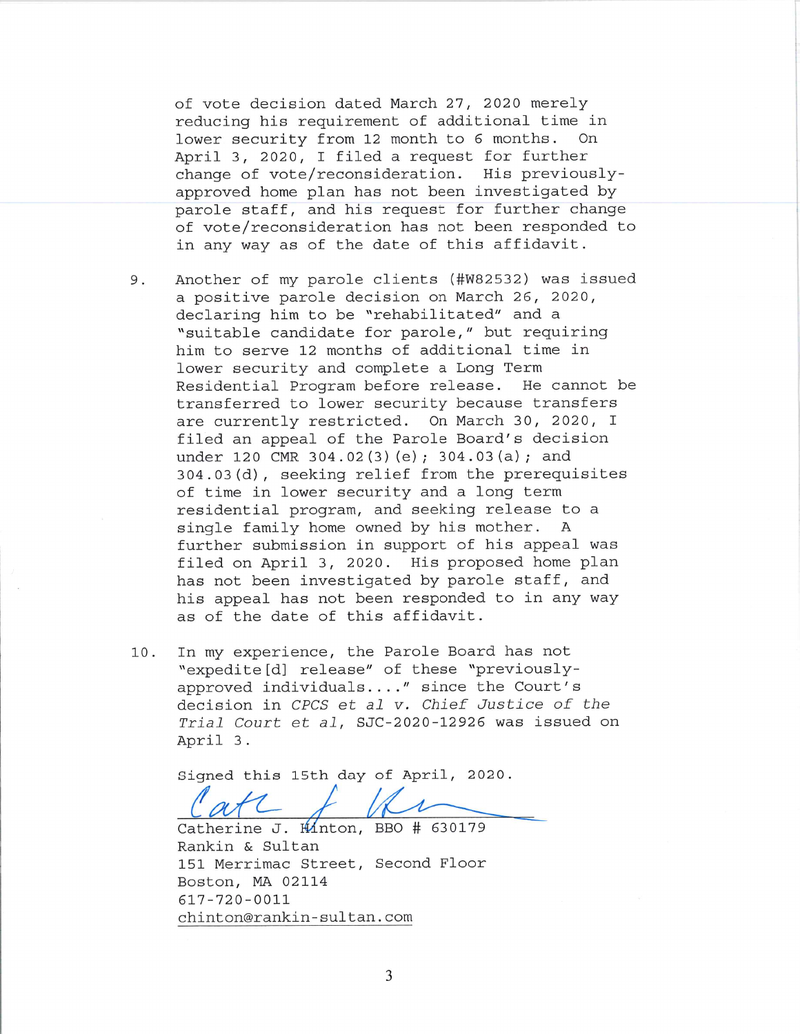of vote decision dated March 27, 2020 merely reducing his requirement of additional time in lower security from 12 month to 6 months. On April 3, 2020, I filed a request for further change of vote/reconsideration. His previously-approved home plan has not been investigated by parole staff, and his request for further change of vote/reconsideration has not been responded to in any way as of the date of this affidavit.

9. Another of my parole clients (#W82532) was issued a positive parole decision on March 26, 2020, declaring him to be "rehabilitated" and a "suitable candidate for parole," but requiring him to serve 12 months of additional time in lower security and complete a Long Term Residential Program before release. He cannot be transferred to lower security because transfers are currently restricted. On March 30, 2020, I filed an appeal of the Parole Board's decision under 120 CMR 304.02(3)(e); 304.03(a); and 304.03(d), seeking relief from the prerequisites of time in lower security and a long term residential program, and seeking release to a single family home owned by his mother. A further submission in support of his appeal was filed on April 3, 2020. His proposed home plan has not been investigated by parole staff, and his appeal has not been responded to in any way as of the date of this affidavit.

10. In my experience, the Parole Board has not "expedite[d] release" of these "previously-approved individuals...." since the Court's decision in *CPCS et al v. Chief Justice of the Trial Court et al*, SJC-2020-12926 was issued on April 3.

Signed this 15th day of April, 2020.

Catherine J. Hinton, BBO # 630179
Rankin & Sultan
151 Merrimac Street, Second Floor
Boston, MA 02114
617-720-0011
chinton@rankin-sultan.com